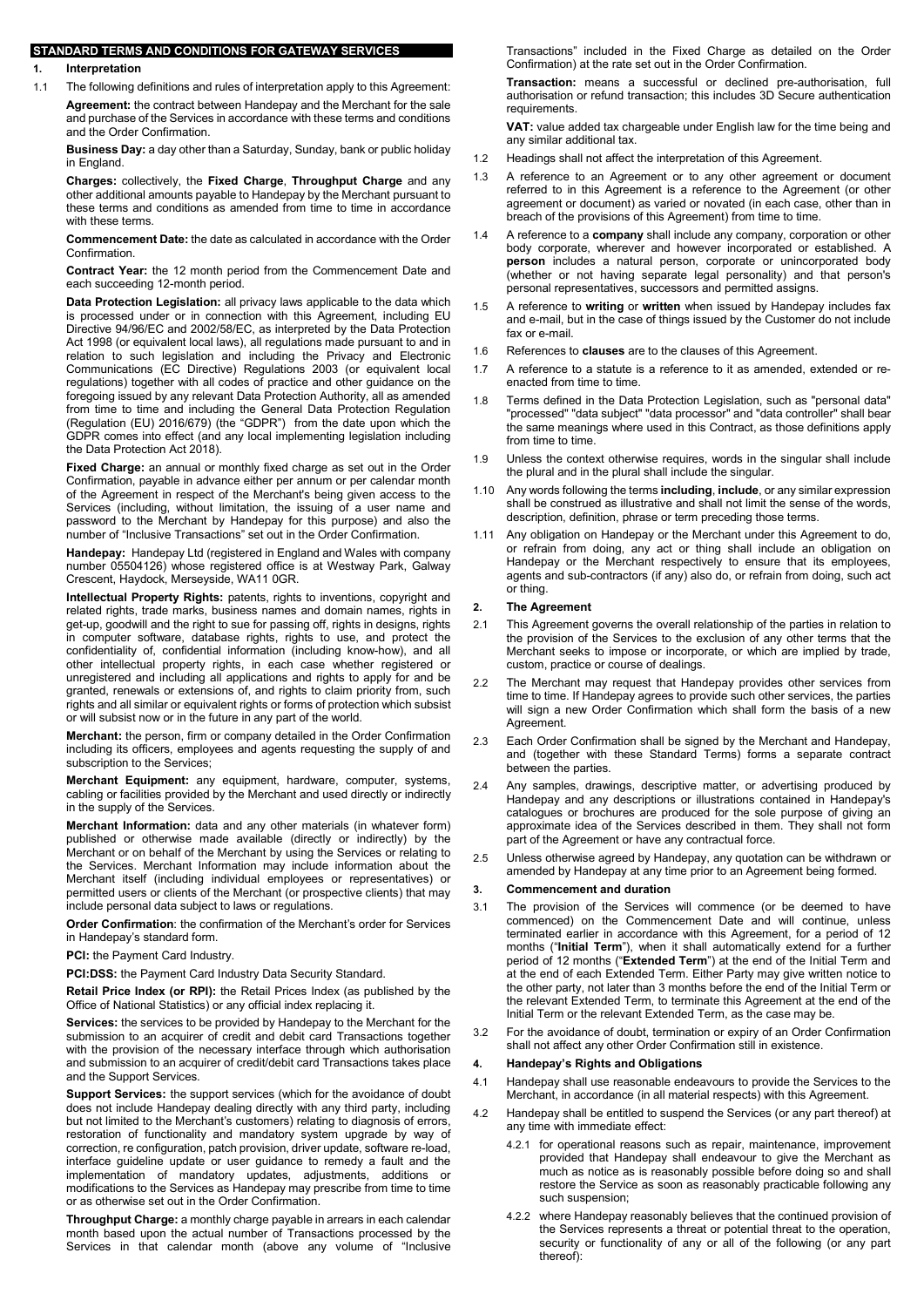# STANDARD TERMS AND CONDITIONS FOR GATEWAY SERVICES

## 1. Interpretation

1.1 The following definitions and rules of interpretation apply to this Agreement:

**Agreement:** the contract between Handepay and the Merchant for the sale and purchase of the Services in accordance with these terms and conditions and the Order Confirmation.

**Business Day:** a day other than a Saturday, Sunday, bank or public holiday in England.

**Charges:** collectively, the **Fixed Charge**, **Throughput Charge** and any other additional amounts payable to Handepay by the Merchant pursuant to these terms and conditions as amended from time to time in accordance with these terms.

**Commencement Date:** the date as calculated in accordance with the Order Confirmation.

**Contract Year:** the 12 month period from the Commencement Date and each succeeding 12-month period.

**Data Protection Legislation:** all privacy laws applicable to the data which is processed under or in connection with this Agreement, including EU Directive 94/96/EC and 2002/58/EC, as interpreted by the Data Protection Act 1998 (or equivalent local laws), all regulations made pursuant to and in relation to such legislation and including the Privacy and Electronic Communications (EC Directive) Regulations 2003 (or equivalent local regulations) together with all codes of practice and other guidance on the foregoing issued by any relevant Data Protection Authority, all as amended from time to time and including the General Data Protection Regulation (Regulation (EU) 2016/679) (the "GDPR") from the date upon which the GDPR comes into effect (and any local implementing legislation including the Data Protection Act 2018).

**Fixed Charge:** an annual or monthly fixed charge as set out in the Order Confirmation, payable in advance either per annum or per calendar month of the Agreement in respect of the Merchant's being given access to the Services (including, without limitation, the issuing of a user name and password to the Merchant by Handepay for this purpose) and also the number of "Inclusive Transactions" set out in the Order Confirmation.

**Handepay:** Handepay Ltd (registered in England and Wales with company number 05504126) whose registered office is at Westway Park, Galway Crescent, Haydock, Merseyside, WA11 0GR.

**Intellectual Property Rights:** patents, rights to inventions, copyright and related rights, trade marks, business names and domain names, rights in get-up, goodwill and the right to sue for passing off, rights in designs, rights in computer software, database rights, rights to use, and protect the confidentiality of, confidential information (including know-how), and all other intellectual property rights, in each case whether registered or unregistered and including all applications and rights to apply for and be granted, renewals or extensions of, and rights to claim priority from, such rights and all similar or equivalent rights or forms of protection which subsist or will subsist now or in the future in any part of the world.

**Merchant:** the person, firm or company detailed in the Order Confirmation including its officers, employees and agents requesting the supply of and subscription to the Services;

**Merchant Equipment:** any equipment, hardware, computer, systems, cabling or facilities provided by the Merchant and used directly or indirectly in the supply of the Services.

**Merchant Information:** data and any other materials (in whatever form) published or otherwise made available (directly or indirectly) by the Merchant or on behalf of the Merchant by using the Services or relating to the Services. Merchant Information may include information about the Merchant itself (including individual employees or representatives) or permitted users or clients of the Merchant (or prospective clients) that may include personal data subject to laws or regulations.

**Order Confirmation**: the confirmation of the Merchant's order for Services in Handepay's standard form.

**PCI:** the Payment Card Industry.

**PCI:DSS:** the Payment Card Industry Data Security Standard.

**Retail Price Index (or RPI):** the Retail Prices Index (as published by the Office of National Statistics) or any official index replacing it.

**Services:** the services to be provided by Handepay to the Merchant for the submission to an acquirer of credit and debit card Transactions together with the provision of the necessary interface through which authorisation and submission to an acquirer of credit/debit card Transactions takes place and the Support Services.

**Support Services:** the support services (which for the avoidance of doubt does not include Handepay dealing directly with any third party, including but not limited to the Merchant's customers) relating to diagnosis of errors, restoration of functionality and mandatory system upgrade by way of correction, re configuration, patch provision, driver update, software re-load, interface guideline update or user guidance to remedy a fault and the implementation of mandatory updates, adjustments, additions or modifications to the Services as Handepay may prescribe from time to time or as otherwise set out in the Order Confirmation.

**Throughput Charge:** a monthly charge payable in arrears in each calendar month based upon the actual number of Transactions processed by the Services in that calendar month (above any volume of "Inclusive Transactions" included in the Fixed Charge as detailed on the Order Confirmation) at the rate set out in the Order Confirmation.

**Transaction:** means a successful or declined pre-authorisation, full authorisation or refund transaction; this includes 3D Secure authentication requirements.

**VAT:** value added tax chargeable under English law for the time being and any similar additional tax.

1.2 Headings shall not affect the interpretation of this Agreement.

1.3 A reference to an Agreement or to any other agreement or document referred to in this Agreement is a reference to the Agreement (or other agreement or document) as varied or novated (in each case, other than in breach of the provisions of this Agreement) from time to time.

1.4 A reference to a **company** shall include any company, corporation or other body corporate, wherever and however incorporated or established. A **person** includes a natural person, corporate or unincorporated body (whether or not having separate legal personality) and that person's personal representatives, successors and permitted assigns.

1.5 A reference to **writing** or **written** when issued by Handepay includes fax and e-mail, but in the case of things issued by the Customer do not include fax or e-mail.

1.6 References to **clauses** are to the clauses of this Agreement.

1.7 A reference to a statute is a reference to it as amended, extended or re-enacted from time to time.

1.8 Terms defined in the Data Protection Legislation, such as "personal data" "processed" "data subject" "data processor" and "data controller" shall bear the same meanings where used in this Contract, as those definitions apply from time to time.

1.9 Unless the context otherwise requires, words in the singular shall include the plural and in the plural shall include the singular.

1.10 Any words following the terms **including**, **include**, or any similar expression shall be construed as illustrative and shall not limit the sense of the words, description, definition, phrase or term preceding those terms.

1.11 Any obligation on Handepay or the Merchant under this Agreement to do, or refrain from doing, any act or thing shall include an obligation on Handepay or the Merchant respectively to ensure that its employees, agents and sub-contractors (if any) also do, or refrain from doing, such act or thing.

## 2. The Agreement

2.1 This Agreement governs the overall relationship of the parties in relation to the provision of the Services to the exclusion of any other terms that the Merchant seeks to impose or incorporate, or which are implied by trade, custom, practice or course of dealings.

2.2 The Merchant may request that Handepay provides other services from time to time. If Handepay agrees to provide such other services, the parties will sign a new Order Confirmation which shall form the basis of a new Agreement.

2.3 Each Order Confirmation shall be signed by the Merchant and Handepay, and (together with these Standard Terms) forms a separate contract between the parties.

2.4 Any samples, drawings, descriptive matter, or advertising produced by Handepay and any descriptions or illustrations contained in Handepay's catalogues or brochures are produced for the sole purpose of giving an approximate idea of the Services described in them. They shall not form part of the Agreement or have any contractual force.

2.5 Unless otherwise agreed by Handepay, any quotation can be withdrawn or amended by Handepay at any time prior to an Agreement being formed.

## 3. Commencement and duration

3.1 The provision of the Services will commence (or be deemed to have commenced) on the Commencement Date and will continue, unless terminated earlier in accordance with this Agreement, for a period of 12 months ("**Initial Term**"), when it shall automatically extend for a further period of 12 months ("**Extended Term**") at the end of the Initial Term and at the end of each Extended Term. Either Party may give written notice to the other party, not later than 3 months before the end of the Initial Term or the relevant Extended Term, to terminate this Agreement at the end of the Initial Term or the relevant Extended Term, as the case may be.

3.2 For the avoidance of doubt, termination or expiry of an Order Confirmation shall not affect any other Order Confirmation still in existence.

## 4. Handepay's Rights and Obligations

4.1 Handepay shall use reasonable endeavours to provide the Services to the Merchant, in accordance (in all material respects) with this Agreement.

4.2 Handepay shall be entitled to suspend the Services (or any part thereof) at any time with immediate effect:

4.2.1 for operational reasons such as repair, maintenance, improvement provided that Handepay shall endeavour to give the Merchant as much as notice as is reasonably possible before doing so and shall restore the Service as soon as reasonably practicable following any such suspension;

4.2.2 where Handepay reasonably believes that the continued provision of the Services represents a threat or potential threat to the operation, security or functionality of any or all of the following (or any part thereof):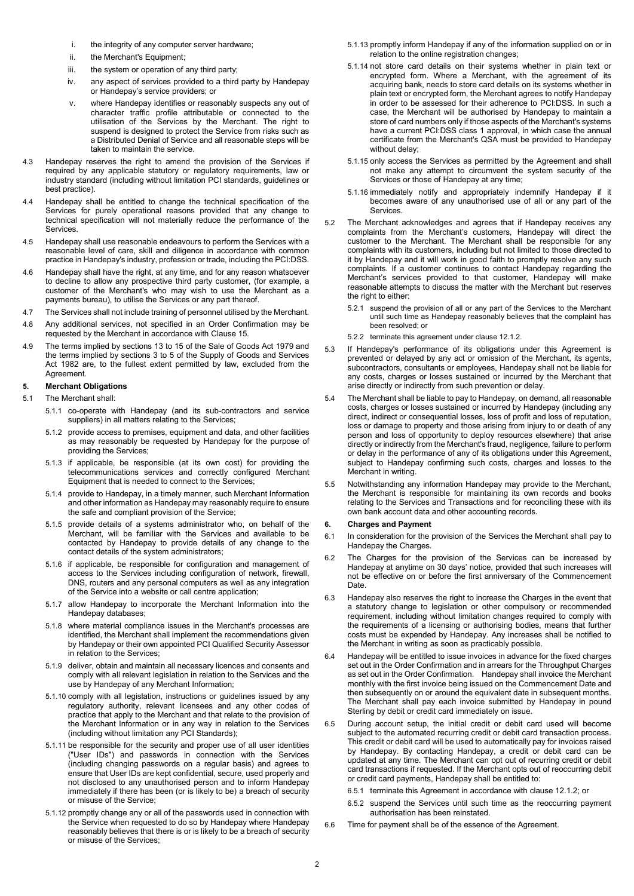i. the integrity of any computer server hardware;

ii. the Merchant's Equipment;

iii. the system or operation of any third party;

iv. any aspect of services provided to a third party by Handepay or Handepay's service providers; or

v. where Handepay identifies or reasonably suspects any out of character traffic profile attributable or connected to the utilisation of the Services by the Merchant. The right to suspend is designed to protect the Service from risks such as a Distributed Denial of Service and all reasonable steps will be taken to maintain the service.

4.3 Handepay reserves the right to amend the provision of the Services if required by any applicable statutory or regulatory requirements, law or industry standard (including without limitation PCI standards, guidelines or best practice).

4.4 Handepay shall be entitled to change the technical specification of the Services for purely operational reasons provided that any change to technical specification will not materially reduce the performance of the Services.

4.5 Handepay shall use reasonable endeavours to perform the Services with a reasonable level of care, skill and diligence in accordance with common practice in Handepay's industry, profession or trade, including the PCI:DSS.

4.6 Handepay shall have the right, at any time, and for any reason whatsoever to decline to allow any prospective third party customer, (for example, a customer of the Merchant's who may wish to use the Merchant as a payments bureau), to utilise the Services or any part thereof.

4.7 The Services shall not include training of personnel utilised by the Merchant.

4.8 Any additional services, not specified in an Order Confirmation may be requested by the Merchant in accordance with Clause 15.

4.9 The terms implied by sections 13 to 15 of the Sale of Goods Act 1979 and the terms implied by sections 3 to 5 of the Supply of Goods and Services Act 1982 are, to the fullest extent permitted by law, excluded from the Agreement.

## 5. Merchant Obligations

5.1 The Merchant shall:

5.1.1 co-operate with Handepay (and its sub-contractors and service suppliers) in all matters relating to the Services;

5.1.2 provide access to premises, equipment and data, and other facilities as may reasonably be requested by Handepay for the purpose of providing the Services;

5.1.3 if applicable, be responsible (at its own cost) for providing the telecommunications services and correctly configured Merchant Equipment that is needed to connect to the Services;

5.1.4 provide to Handepay, in a timely manner, such Merchant Information and other information as Handepay may reasonably require to ensure the safe and compliant provision of the Service;

5.1.5 provide details of a systems administrator who, on behalf of the Merchant, will be familiar with the Services and available to be contacted by Handepay to provide details of any change to the contact details of the system administrators;

5.1.6 if applicable, be responsible for configuration and management of access to the Services including configuration of network, firewall, DNS, routers and any personal computers as well as any integration of the Service into a website or call centre application;

5.1.7 allow Handepay to incorporate the Merchant Information into the Handepay databases;

5.1.8 where material compliance issues in the Merchant's processes are identified, the Merchant shall implement the recommendations given by Handepay or their own appointed PCI Qualified Security Assessor in relation to the Services;

5.1.9 deliver, obtain and maintain all necessary licences and consents and comply with all relevant legislation in relation to the Services and the use by Handepay of any Merchant Information;

5.1.10 comply with all legislation, instructions or guidelines issued by any regulatory authority, relevant licensees and any other codes of practice that apply to the Merchant and that relate to the provision of the Merchant Information or in any way in relation to the Services (including without limitation any PCI Standards);

5.1.11 be responsible for the security and proper use of all user identities ("User IDs") and passwords in connection with the Services (including changing passwords on a regular basis) and agrees to ensure that User IDs are kept confidential, secure, used properly and not disclosed to any unauthorised person and to inform Handepay immediately if there has been (or is likely to be) a breach of security or misuse of the Service;

5.1.12 promptly change any or all of the passwords used in connection with the Service when requested to do so by Handepay where Handepay reasonably believes that there is or is likely to be a breach of security or misuse of the Services;

5.1.13 promptly inform Handepay if any of the information supplied on or in relation to the online registration changes;

5.1.14 not store card details on their systems whether in plain text or encrypted form. Where a Merchant, with the agreement of its acquiring bank, needs to store card details on its systems whether in plain text or encrypted form, the Merchant agrees to notify Handepay in order to be assessed for their adherence to PCI:DSS. In such a case, the Merchant will be authorised by Handepay to maintain a store of card numbers only if those aspects of the Merchant's systems have a current PCI:DSS class 1 approval, in which case the annual certificate from the Merchant's QSA must be provided to Handepay without delay;

5.1.15 only access the Services as permitted by the Agreement and shall not make any attempt to circumvent the system security of the Services or those of Handepay at any time;

5.1.16 immediately notify and appropriately indemnify Handepay if it becomes aware of any unauthorised use of all or any part of the Services.

5.2 The Merchant acknowledges and agrees that if Handepay receives any complaints from the Merchant's customers, Handepay will direct the customer to the Merchant. The Merchant shall be responsible for any complaints with its customers, including but not limited to those directed to it by Handepay and it will work in good faith to promptly resolve any such complaints. If a customer continues to contact Handepay regarding the Merchant's services provided to that customer, Handepay will make reasonable attempts to discuss the matter with the Merchant but reserves the right to either:

5.2.1 suspend the provision of all or any part of the Services to the Merchant until such time as Handepay reasonably believes that the complaint has been resolved; or

5.2.2 terminate this agreement under clause 12.1.2.

5.3 If Handepay's performance of its obligations under this Agreement is prevented or delayed by any act or omission of the Merchant, its agents, subcontractors, consultants or employees, Handepay shall not be liable for any costs, charges or losses sustained or incurred by the Merchant that arise directly or indirectly from such prevention or delay.

5.4 The Merchant shall be liable to pay to Handepay, on demand, all reasonable costs, charges or losses sustained or incurred by Handepay (including any direct, indirect or consequential losses, loss of profit and loss of reputation, loss or damage to property and those arising from injury to or death of any person and loss of opportunity to deploy resources elsewhere) that arise directly or indirectly from the Merchant's fraud, negligence, failure to perform or delay in the performance of any of its obligations under this Agreement, subject to Handepay confirming such costs, charges and losses to the Merchant in writing.

5.5 Notwithstanding any information Handepay may provide to the Merchant, the Merchant is responsible for maintaining its own records and books relating to the Services and Transactions and for reconciling these with its own bank account data and other accounting records.

## 6. Charges and Payment

6.1 In consideration for the provision of the Services the Merchant shall pay to Handepay the Charges.

6.2 The Charges for the provision of the Services can be increased by Handepay at anytime on 30 days' notice, provided that such increases will not be effective on or before the first anniversary of the Commencement Date.

6.3 Handepay also reserves the right to increase the Charges in the event that a statutory change to legislation or other compulsory or recommended requirement, including without limitation changes required to comply with the requirements of a licensing or authorising bodies, means that further costs must be expended by Handepay. Any increases shall be notified to the Merchant in writing as soon as practicably possible.

6.4 Handepay will be entitled to issue invoices in advance for the fixed charges set out in the Order Confirmation and in arrears for the Throughput Charges as set out in the Order Confirmation. Handepay shall invoice the Merchant monthly with the first invoice being issued on the Commencement Date and then subsequently on or around the equivalent date in subsequent months. The Merchant shall pay each invoice submitted by Handepay in pound Sterling by debit or credit card immediately on issue.

6.5 During account setup, the initial credit or debit card used will become subject to the automated recurring credit or debit card transaction process. This credit or debit card will be used to automatically pay for invoices raised by Handepay. By contacting Handepay, a credit or debit card can be updated at any time. The Merchant can opt out of recurring credit or debit card transactions if requested. If the Merchant opts out of reoccurring debit or credit card payments, Handepay shall be entitled to:

6.5.1 terminate this Agreement in accordance with clause 12.1.2; or

6.5.2 suspend the Services until such time as the reoccurring payment authorisation has been reinstated.

6.6 Time for payment shall be of the essence of the Agreement.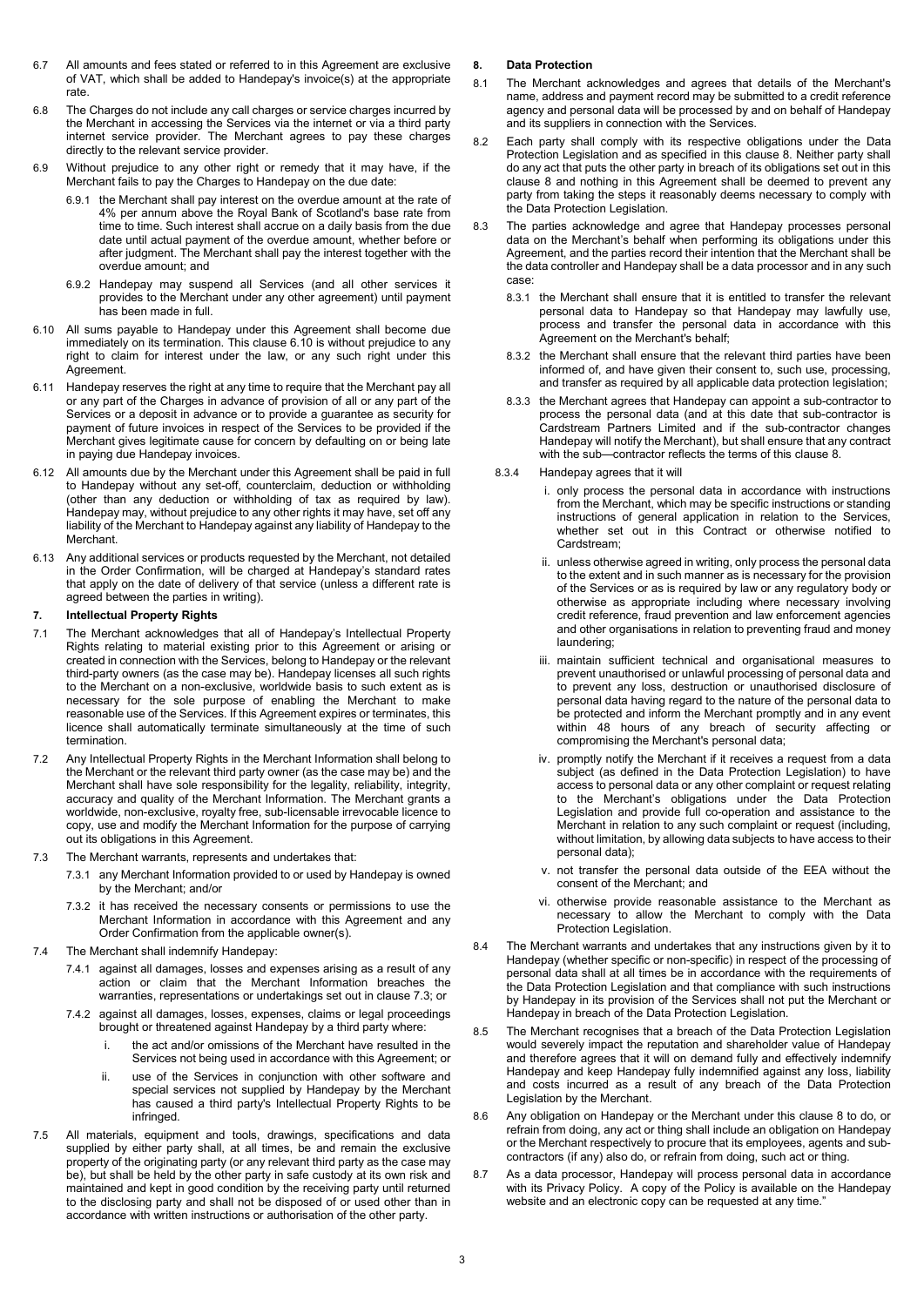6.7 All amounts and fees stated or referred to in this Agreement are exclusive of VAT, which shall be added to Handepay's invoice(s) at the appropriate rate.

6.8 The Charges do not include any call charges or service charges incurred by the Merchant in accessing the Services via the internet or via a third party internet service provider. The Merchant agrees to pay these charges directly to the relevant service provider.

6.9 Without prejudice to any other right or remedy that it may have, if the Merchant fails to pay the Charges to Handepay on the due date:

6.9.1 the Merchant shall pay interest on the overdue amount at the rate of 4% per annum above the Royal Bank of Scotland's base rate from time to time. Such interest shall accrue on a daily basis from the due date until actual payment of the overdue amount, whether before or after judgment. The Merchant shall pay the interest together with the overdue amount; and

6.9.2 Handepay may suspend all Services (and all other services it provides to the Merchant under any other agreement) until payment has been made in full.

6.10 All sums payable to Handepay under this Agreement shall become due immediately on its termination. This clause 6.10 is without prejudice to any right to claim for interest under the law, or any such right under this Agreement.

6.11 Handepay reserves the right at any time to require that the Merchant pay all or any part of the Charges in advance of provision of all or any part of the Services or a deposit in advance or to provide a guarantee as security for payment of future invoices in respect of the Services to be provided if the Merchant gives legitimate cause for concern by defaulting on or being late in paying due Handepay invoices.

6.12 All amounts due by the Merchant under this Agreement shall be paid in full to Handepay without any set-off, counterclaim, deduction or withholding (other than any deduction or withholding of tax as required by law). Handepay may, without prejudice to any other rights it may have, set off any liability of the Merchant to Handepay against any liability of Handepay to the Merchant.

6.13 Any additional services or products requested by the Merchant, not detailed in the Order Confirmation, will be charged at Handepay's standard rates that apply on the date of delivery of that service (unless a different rate is agreed between the parties in writing).

## 7. Intellectual Property Rights

7.1 The Merchant acknowledges that all of Handepay's Intellectual Property Rights relating to material existing prior to this Agreement or arising or created in connection with the Services, belong to Handepay or the relevant third-party owners (as the case may be). Handepay licenses all such rights to the Merchant on a non-exclusive, worldwide basis to such extent as is necessary for the sole purpose of enabling the Merchant to make reasonable use of the Services. If this Agreement expires or terminates, this licence shall automatically terminate simultaneously at the time of such termination.

7.2 Any Intellectual Property Rights in the Merchant Information shall belong to the Merchant or the relevant third party owner (as the case may be) and the Merchant shall have sole responsibility for the legality, reliability, integrity, accuracy and quality of the Merchant Information. The Merchant grants a worldwide, non-exclusive, royalty free, sub-licensable irrevocable licence to copy, use and modify the Merchant Information for the purpose of carrying out its obligations in this Agreement.

7.3 The Merchant warrants, represents and undertakes that:

7.3.1 any Merchant Information provided to or used by Handepay is owned by the Merchant; and/or

7.3.2 it has received the necessary consents or permissions to use the Merchant Information in accordance with this Agreement and any Order Confirmation from the applicable owner(s).

7.4 The Merchant shall indemnify Handepay:

7.4.1 against all damages, losses and expenses arising as a result of any action or claim that the Merchant Information breaches the warranties, representations or undertakings set out in clause 7.3; or

7.4.2 against all damages, losses, expenses, claims or legal proceedings brought or threatened against Handepay by a third party where:

i. the act and/or omissions of the Merchant have resulted in the Services not being used in accordance with this Agreement; or

ii. use of the Services in conjunction with other software and special services not supplied by Handepay by the Merchant has caused a third party's Intellectual Property Rights to be infringed.

7.5 All materials, equipment and tools, drawings, specifications and data supplied by either party shall, at all times, be and remain the exclusive property of the originating party (or any relevant third party as the case may be), but shall be held by the other party in safe custody at its own risk and maintained and kept in good condition by the receiving party until returned to the disclosing party and shall not be disposed of or used other than in accordance with written instructions or authorisation of the other party.

## 8. Data Protection

8.1 The Merchant acknowledges and agrees that details of the Merchant's name, address and payment record may be submitted to a credit reference agency and personal data will be processed by and on behalf of Handepay and its suppliers in connection with the Services.

8.2 Each party shall comply with its respective obligations under the Data Protection Legislation and as specified in this clause 8. Neither party shall do any act that puts the other party in breach of its obligations set out in this clause 8 and nothing in this Agreement shall be deemed to prevent any party from taking the steps it reasonably deems necessary to comply with the Data Protection Legislation.

8.3 The parties acknowledge and agree that Handepay processes personal data on the Merchant's behalf when performing its obligations under this Agreement, and the parties record their intention that the Merchant shall be the data controller and Handepay shall be a data processor and in any such case:

8.3.1 the Merchant shall ensure that it is entitled to transfer the relevant personal data to Handepay so that Handepay may lawfully use, process and transfer the personal data in accordance with this Agreement on the Merchant's behalf;

8.3.2 the Merchant shall ensure that the relevant third parties have been informed of, and have given their consent to, such use, processing, and transfer as required by all applicable data protection legislation;

8.3.3 the Merchant agrees that Handepay can appoint a sub-contractor to process the personal data (and at this date that sub-contractor is Cardstream Partners Limited and if the sub-contractor changes Handepay will notify the Merchant), but shall ensure that any contract with the sub—contractor reflects the terms of this clause 8.

8.3.4 Handepay agrees that it will

i. only process the personal data in accordance with instructions from the Merchant, which may be specific instructions or standing instructions of general application in relation to the Services, whether set out in this Contract or otherwise notified to Cardstream;

ii. unless otherwise agreed in writing, only process the personal data to the extent and in such manner as is necessary for the provision of the Services or as is required by law or any regulatory body or otherwise as appropriate including where necessary involving credit reference, fraud prevention and law enforcement agencies and other organisations in relation to preventing fraud and money laundering;

iii. maintain sufficient technical and organisational measures to prevent unauthorised or unlawful processing of personal data and to prevent any loss, destruction or unauthorised disclosure of personal data having regard to the nature of the personal data to be protected and inform the Merchant promptly and in any event within 48 hours of any breach of security affecting or compromising the Merchant's personal data;

iv. promptly notify the Merchant if it receives a request from a data subject (as defined in the Data Protection Legislation) to have access to personal data or any other complaint or request relating to the Merchant's obligations under the Data Protection Legislation and provide full co-operation and assistance to the Merchant in relation to any such complaint or request (including, without limitation, by allowing data subjects to have access to their personal data);

v. not transfer the personal data outside of the EEA without the consent of the Merchant; and

vi. otherwise provide reasonable assistance to the Merchant as necessary to allow the Merchant to comply with the Data Protection Legislation.

8.4 The Merchant warrants and undertakes that any instructions given by it to Handepay (whether specific or non-specific) in respect of the processing of personal data shall at all times be in accordance with the requirements of the Data Protection Legislation and that compliance with such instructions by Handepay in its provision of the Services shall not put the Merchant or Handepay in breach of the Data Protection Legislation.

8.5 The Merchant recognises that a breach of the Data Protection Legislation would severely impact the reputation and shareholder value of Handepay and therefore agrees that it will on demand fully and effectively indemnify Handepay and keep Handepay fully indemnified against any loss, liability and costs incurred as a result of any breach of the Data Protection Legislation by the Merchant.

8.6 Any obligation on Handepay or the Merchant under this clause 8 to do, or refrain from doing, any act or thing shall include an obligation on Handepay or the Merchant respectively to procure that its employees, agents and sub-contractors (if any) also do, or refrain from doing, such act or thing.

8.7 As a data processor, Handepay will process personal data in accordance with its Privacy Policy. A copy of the Policy is available on the Handepay website and an electronic copy can be requested at any time."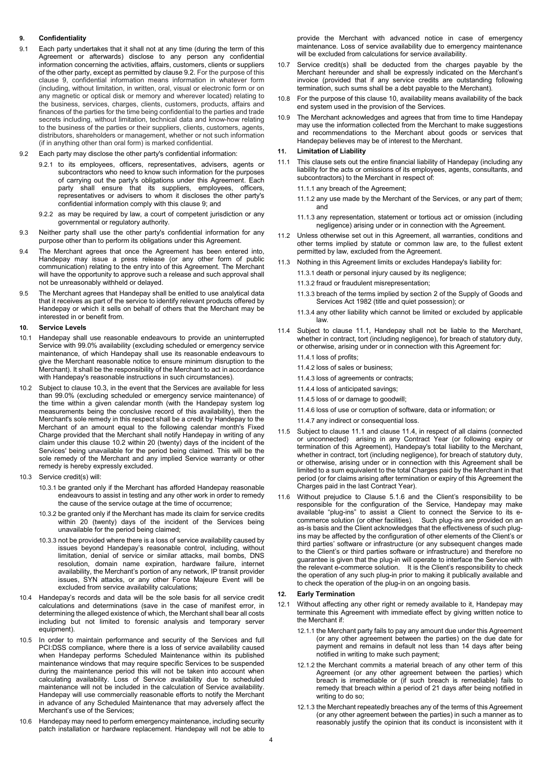## 9. Confidentiality

9.1 Each party undertakes that it shall not at any time (during the term of this Agreement or afterwards) disclose to any person any confidential information concerning the activities, affairs, customers, clients or suppliers of the other party, except as permitted by clause 9.2. For the purpose of this clause 9, confidential information means information in whatever form (including, without limitation, in written, oral, visual or electronic form or on any magnetic or optical disk or memory and wherever located) relating to the business, services, charges, clients, customers, products, affairs and finances of the parties for the time being confidential to the parties and trade secrets including, without limitation, technical data and know-how relating to the business of the parties or their suppliers, clients, customers, agents, distributors, shareholders or management, whether or not such information (if in anything other than oral form) is marked confidential.

9.2 Each party may disclose the other party's confidential information:

9.2.1 to its employees, officers, representatives, advisers, agents or subcontractors who need to know such information for the purposes of carrying out the party's obligations under this Agreement. Each party shall ensure that its suppliers, employees, officers, representatives or advisers to whom it discloses the other party's confidential information comply with this clause 9; and

9.2.2 as may be required by law, a court of competent jurisdiction or any governmental or regulatory authority.

9.3 Neither party shall use the other party's confidential information for any purpose other than to perform its obligations under this Agreement.

9.4 The Merchant agrees that once the Agreement has been entered into, Handepay may issue a press release (or any other form of public communication) relating to the entry into of this Agreement. The Merchant will have the opportunity to approve such a release and such approval shall not be unreasonably withheld or delayed.

9.5 The Merchant agrees that Handepay shall be enitled to use analytical data that it receives as part of the service to identify relevant products offered by Handepay or which it sells on behalf of others that the Merchant may be interested in or benefit from.

## 10. Service Levels

10.1 Handepay shall use reasonable endeavours to provide an uninterrupted Service with 99.0% availability (excluding scheduled or emergency service maintenance, of which Handepay shall use its reasonable endeavours to give the Merchant reasonable notice to ensure minimum disruption to the Merchant). It shall be the responsibility of the Merchant to act in accordance with Handepay's reasonable instructions in such circumstances).

10.2 Subject to clause 10.3, in the event that the Services are available for less than 99.0% (excluding scheduled or emergency service maintenance) of the time within a given calendar month (with the Handepay system log measurements being the conclusive record of this availability), then the Merchant's sole remedy in this respect shall be a credit by Handepay to the Merchant of an amount equal to the following calendar month's Fixed Charge provided that the Merchant shall notify Handepay in writing of any claim under this clause 10.2 within 20 (twenty) days of the incident of the Services' being unavailable for the period being claimed. This will be the sole remedy of the Merchant and any implied Service warranty or other remedy is hereby expressly excluded.

10.3 Service credit(s) will:

10.3.1 be granted only if the Merchant has afforded Handepay reasonable endeavours to assist in testing and any other work in order to remedy the cause of the service outage at the time of occurrence;

10.3.2 be granted only if the Merchant has made its claim for service credits within 20 (twenty) days of the incident of the Services being unavailable for the period being claimed;

10.3.3 not be provided where there is a loss of service availability caused by issues beyond Handepay's reasonable control, including, without limitation, denial of service or similar attacks, mail bombs, DNS resolution, domain name expiration, hardware failure, internet availability, the Merchant's portion of any network, IP transit provider issues, SYN attacks, or any other Force Majeure Event will be excluded from service availability calculations;

10.4 Handepay's records and data will be the sole basis for all service credit calculations and determinations (save in the case of manifest error, in determining the alleged existence of which, the Merchant shall bear all costs including but not limited to forensic analysis and temporary server equipment).

10.5 In order to maintain performance and security of the Services and full PCI:DSS compliance, where there is a loss of service availability caused when Handepay performs Scheduled Maintenance within its published maintenance windows that may require specific Services to be suspended during the maintenance period this will not be taken into account when calculating availability. Loss of Service availability due to scheduled maintenance will not be included in the calculation of Service availability. Handepay will use commercially reasonable efforts to notify the Merchant in advance of any Scheduled Maintenance that may adversely affect the Merchant's use of the Services;

10.6 Handepay may need to perform emergency maintenance, including security patch installation or hardware replacement. Handepay will not be able to provide the Merchant with advanced notice in case of emergency maintenance. Loss of service availability due to emergency maintenance will be excluded from calculations for service availability.

10.7 Service credit(s) shall be deducted from the charges payable by the Merchant hereunder and shall be expressly indicated on the Merchant's invoice (provided that if any service credits are outstanding following termination, such sums shall be a debt payable to the Merchant).

10.8 For the purpose of this clause 10, availability means availability of the back end system used in the provision of the Services.

10.9 The Merchant acknowledges and agrees that from time to time Handepay may use the information collected from the Merchant to make suggestions and recommendations to the Merchant about goods or services that Handepay believes may be of interest to the Merchant.

## 11. Limitation of Liability

11.1 This clause sets out the entire financial liability of Handepay (including any liability for the acts or omissions of its employees, agents, consultants, and subcontractors) to the Merchant in respect of:

11.1.1 any breach of the Agreement;

11.1.2 any use made by the Merchant of the Services, or any part of them; and

11.1.3 any representation, statement or tortious act or omission (including negligence) arising under or in connection with the Agreement.

11.2 Unless otherwise set out in this Agreement, all warranties, conditions and other terms implied by statute or common law are, to the fullest extent permitted by law, excluded from the Agreement.

11.3 Nothing in this Agreement limits or excludes Handepay's liability for:

11.3.1 death or personal injury caused by its negligence;

11.3.2 fraud or fraudulent misrepresentation;

11.3.3 breach of the terms implied by section 2 of the Supply of Goods and Services Act 1982 (title and quiet possession); or

11.3.4 any other liability which cannot be limited or excluded by applicable law.

11.4 Subject to clause 11.1, Handepay shall not be liable to the Merchant, whether in contract, tort (including negligence), for breach of statutory duty, or otherwise, arising under or in connection with this Agreement for:

11.4.1 loss of profits;

11.4.2 loss of sales or business;

11.4.3 loss of agreements or contracts;

11.4.4 loss of anticipated savings;

11.4.5 loss of or damage to goodwill;

11.4.6 loss of use or corruption of software, data or information; or

11.4.7 any indirect or consequential loss.

11.5 Subject to clause 11.1 and clause 11.4, in respect of all claims (connected or unconnected) arising in any Contract Year (or following expiry or termination of this Agreement), Handepay's total liability to the Merchant, whether in contract, tort (including negligence), for breach of statutory duty, or otherwise, arising under or in connection with this Agreement shall be limited to a sum equivalent to the total Charges paid by the Merchant in that period (or for claims arising after termination or expiry of this Agreement the Charges paid in the last Contract Year).

11.6 Without prejudice to Clause 5.1.6 and the Client's responsibility to be responsible for the configuration of the Service, Handepay may make available "plug-ins" to assist a Client to connect the Service to its e-commerce solution (or other facilities). Such plug-ins are provided on an as-is basis and the Client acknowledges that the effectiveness of such plug-ins may be affected by the configuration of other elements of the Client's or third parties' software or infrastructure (or any subsequent changes made to the Client's or third parties software or infrastructure) and therefore no guarantee is given that the plug-in will operate to interface the Service with the relevant e-commerce solution. It is the Client's responsibility to check the operation of any such plug-in prior to making it publically available and to check the operation of the plug-in on an ongoing basis.

## 12. Early Termination

12.1 Without affecting any other right or remedy available to it, Handepay may terminate this Agreement with immediate effect by giving written notice to the Merchant if:

12.1.1 the Merchant party fails to pay any amount due under this Agreement (or any other agreement between the parties) on the due date for payment and remains in default not less than 14 days after being notified in writing to make such payment;

12.1.2 the Merchant commits a material breach of any other term of this Agreement (or any other agreement between the parties) which breach is irremediable or (if such breach is remediable) fails to remedy that breach within a period of 21 days after being notified in writing to do so;

12.1.3 the Merchant repeatedly breaches any of the terms of this Agreement (or any other agreement between the parties) in such a manner as to reasonably justify the opinion that its conduct is inconsistent with it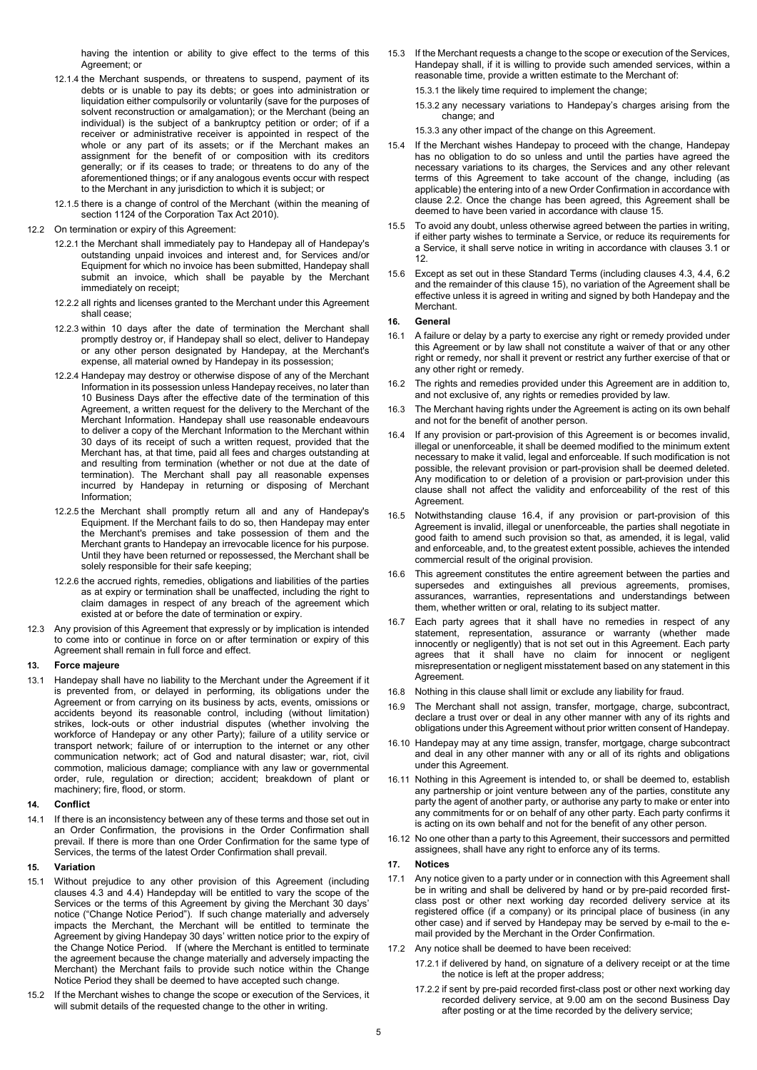having the intention or ability to give effect to the terms of this Agreement; or

12.1.4 the Merchant suspends, or threatens to suspend, payment of its debts or is unable to pay its debts; or goes into administration or liquidation either compulsorily or voluntarily (save for the purposes of solvent reconstruction or amalgamation); or the Merchant (being an individual) is the subject of a bankruptcy petition or order; of if a receiver or administrative receiver is appointed in respect of the whole or any part of its assets; or if the Merchant makes an assignment for the benefit of or composition with its creditors generally; or if its ceases to trade; or threatens to do any of the aforementioned things; or if any analogous events occur with respect to the Merchant in any jurisdiction to which it is subject; or

12.1.5 there is a change of control of the Merchant (within the meaning of section 1124 of the Corporation Tax Act 2010).

12.2 On termination or expiry of this Agreement:

12.2.1 the Merchant shall immediately pay to Handepay all of Handepay's outstanding unpaid invoices and interest and, for Services and/or Equipment for which no invoice has been submitted, Handepay shall submit an invoice, which shall be payable by the Merchant immediately on receipt;

12.2.2 all rights and licenses granted to the Merchant under this Agreement shall cease;

12.2.3 within 10 days after the date of termination the Merchant shall promptly destroy or, if Handepay shall so elect, deliver to Handepay or any other person designated by Handepay, at the Merchant's expense, all material owned by Handepay in its possession;

12.2.4 Handepay may destroy or otherwise dispose of any of the Merchant Information in its possession unless Handepay receives, no later than 10 Business Days after the effective date of the termination of this Agreement, a written request for the delivery to the Merchant of the Merchant Information. Handepay shall use reasonable endeavours to deliver a copy of the Merchant Information to the Merchant within 30 days of its receipt of such a written request, provided that the Merchant has, at that time, paid all fees and charges outstanding at and resulting from termination (whether or not due at the date of termination). The Merchant shall pay all reasonable expenses incurred by Handepay in returning or disposing of Merchant Information;

12.2.5 the Merchant shall promptly return all and any of Handepay's Equipment. If the Merchant fails to do so, then Handepay may enter the Merchant's premises and take possession of them and the Merchant grants to Handepay an irrevocable licence for his purpose. Until they have been returned or repossessed, the Merchant shall be solely responsible for their safe keeping;

12.2.6 the accrued rights, remedies, obligations and liabilities of the parties as at expiry or termination shall be unaffected, including the right to claim damages in respect of any breach of the agreement which existed at or before the date of termination or expiry.

12.3 Any provision of this Agreement that expressly or by implication is intended to come into or continue in force on or after termination or expiry of this Agreement shall remain in full force and effect.

## 13. Force majeure

13.1 Handepay shall have no liability to the Merchant under the Agreement if it is prevented from, or delayed in performing, its obligations under the Agreement or from carrying on its business by acts, events, omissions or accidents beyond its reasonable control, including (without limitation) strikes, lock-outs or other industrial disputes (whether involving the workforce of Handepay or any other Party); failure of a utility service or transport network; failure of or interruption to the internet or any other communication network; act of God and natural disaster; war, riot, civil commotion, malicious damage; compliance with any law or governmental order, rule, regulation or direction; accident; breakdown of plant or machinery; fire, flood, or storm.

## 14. Conflict

14.1 If there is an inconsistency between any of these terms and those set out in an Order Confirmation, the provisions in the Order Confirmation shall prevail. If there is more than one Order Confirmation for the same type of Services, the terms of the latest Order Confirmation shall prevail.

## 15. Variation

15.1 Without prejudice to any other provision of this Agreement (including clauses 4.3 and 4.4) Handepday will be entitled to vary the scope of the Services or the terms of this Agreement by giving the Merchant 30 days' notice ("Change Notice Period"). If such change materially and adversely impacts the Merchant, the Merchant will be entitled to terminate the Agreement by giving Handepay 30 days' written notice prior to the expiry of the Change Notice Period. If (where the Merchant is entitled to terminate the agreement because the change materially and adversely impacting the Merchant) the Merchant fails to provide such notice within the Change Notice Period they shall be deemed to have accepted such change.

15.2 If the Merchant wishes to change the scope or execution of the Services, it will submit details of the requested change to the other in writing.

15.3 If the Merchant requests a change to the scope or execution of the Services, Handepay shall, if it is willing to provide such amended services, within a reasonable time, provide a written estimate to the Merchant of:

15.3.1 the likely time required to implement the change;

15.3.2 any necessary variations to Handepay's charges arising from the change; and

15.3.3 any other impact of the change on this Agreement.

15.4 If the Merchant wishes Handepay to proceed with the change, Handepay has no obligation to do so unless and until the parties have agreed the necessary variations to its charges, the Services and any other relevant terms of this Agreement to take account of the change, including (as applicable) the entering into of a new Order Confirmation in accordance with clause 2.2. Once the change has been agreed, this Agreement shall be deemed to have been varied in accordance with clause 15.

15.5 To avoid any doubt, unless otherwise agreed between the parties in writing, if either party wishes to terminate a Service, or reduce its requirements for a Service, it shall serve notice in writing in accordance with clauses 3.1 or 12.

15.6 Except as set out in these Standard Terms (including clauses 4.3, 4.4, 6.2 and the remainder of this clause 15), no variation of the Agreement shall be effective unless it is agreed in writing and signed by both Handepay and the Merchant.

## 16. General

16.1 A failure or delay by a party to exercise any right or remedy provided under this Agreement or by law shall not constitute a waiver of that or any other right or remedy, nor shall it prevent or restrict any further exercise of that or any other right or remedy.

16.2 The rights and remedies provided under this Agreement are in addition to, and not exclusive of, any rights or remedies provided by law.

16.3 The Merchant having rights under the Agreement is acting on its own behalf and not for the benefit of another person.

16.4 If any provision or part-provision of this Agreement is or becomes invalid, illegal or unenforceable, it shall be deemed modified to the minimum extent necessary to make it valid, legal and enforceable. If such modification is not possible, the relevant provision or part-provision shall be deemed deleted. Any modification to or deletion of a provision or part-provision under this clause shall not affect the validity and enforceability of the rest of this Agreement.

16.5 Notwithstanding clause 16.4, if any provision or part-provision of this Agreement is invalid, illegal or unenforceable, the parties shall negotiate in good faith to amend such provision so that, as amended, it is legal, valid and enforceable, and, to the greatest extent possible, achieves the intended commercial result of the original provision.

16.6 This agreement constitutes the entire agreement between the parties and supersedes and extinguishes all previous agreements, promises, assurances, warranties, representations and understandings between them, whether written or oral, relating to its subject matter.

16.7 Each party agrees that it shall have no remedies in respect of any statement, representation, assurance or warranty (whether made innocently or negligently) that is not set out in this Agreement. Each party agrees that it shall have no claim for innocent or negligent misrepresentation or negligent misstatement based on any statement in this Agreement.

16.8 Nothing in this clause shall limit or exclude any liability for fraud.

16.9 The Merchant shall not assign, transfer, mortgage, charge, subcontract, declare a trust over or deal in any other manner with any of its rights and obligations under this Agreement without prior written consent of Handepay.

16.10 Handepay may at any time assign, transfer, mortgage, charge subcontract and deal in any other manner with any or all of its rights and obligations under this Agreement.

16.11 Nothing in this Agreement is intended to, or shall be deemed to, establish any partnership or joint venture between any of the parties, constitute any party the agent of another party, or authorise any party to make or enter into any commitments for or on behalf of any other party. Each party confirms it is acting on its own behalf and not for the benefit of any other person.

16.12 No one other than a party to this Agreement, their successors and permitted assignees, shall have any right to enforce any of its terms.

## 17. Notices

17.1 Any notice given to a party under or in connection with this Agreement shall be in writing and shall be delivered by hand or by pre-paid recorded first-class post or other next working day recorded delivery service at its registered office (if a company) or its principal place of business (in any other case) and if served by Handepay may be served by e-mail to the e-mail provided by the Merchant in the Order Confirmation.

17.2 Any notice shall be deemed to have been received:

17.2.1 if delivered by hand, on signature of a delivery receipt or at the time the notice is left at the proper address;

17.2.2 if sent by pre-paid recorded first-class post or other next working day recorded delivery service, at 9.00 am on the second Business Day after posting or at the time recorded by the delivery service;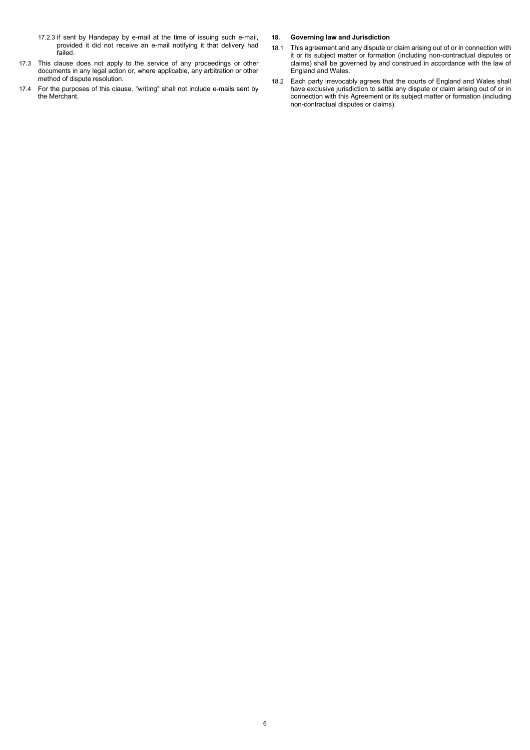17.2.3 if sent by Handepay by e-mail at the time of issuing such e-mail, provided it did not receive an e-mail notifying it that delivery had failed.

17.3 This clause does not apply to the service of any proceedings or other documents in any legal action or, where applicable, any arbitration or other method of dispute resolution.

17.4 For the purposes of this clause, "writing" shall not include e-mails sent by the Merchant.

**18. Governing law and Jurisdiction**

18.1 This agreement and any dispute or claim arising out of or in connection with it or its subject matter or formation (including non-contractual disputes or claims) shall be governed by and construed in accordance with the law of England and Wales.

18.2 Each party irrevocably agrees that the courts of England and Wales shall have exclusive jurisdiction to settle any dispute or claim arising out of or in connection with this Agreement or its subject matter or formation (including non-contractual disputes or claims).